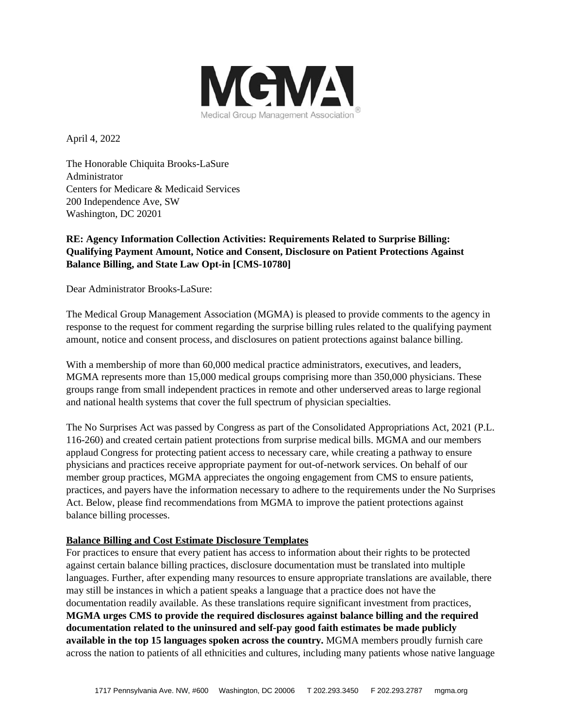MGMA

Medical Group Management Association®

April 4, 2022

The Honorable Chiquita Brooks-LaSure
Administrator
Centers for Medicare & Medicaid Services
200 Independence Ave, SW
Washington, DC 20201

**RE: Agency Information Collection Activities: Requirements Related to Surprise Billing: Qualifying Payment Amount, Notice and Consent, Disclosure on Patient Protections Against Balance Billing, and State Law Opt-in [CMS-10780]**

Dear Administrator Brooks-LaSure:

The Medical Group Management Association (MGMA) is pleased to provide comments to the agency in response to the request for comment regarding the surprise billing rules related to the qualifying payment amount, notice and consent process, and disclosures on patient protections against balance billing.

With a membership of more than 60,000 medical practice administrators, executives, and leaders, MGMA represents more than 15,000 medical groups comprising more than 350,000 physicians. These groups range from small independent practices in remote and other underserved areas to large regional and national health systems that cover the full spectrum of physician specialties.

The No Surprises Act was passed by Congress as part of the Consolidated Appropriations Act, 2021 (P.L. 116-260) and created certain patient protections from surprise medical bills. MGMA and our members applaud Congress for protecting patient access to necessary care, while creating a pathway to ensure physicians and practices receive appropriate payment for out-of-network services. On behalf of our member group practices, MGMA appreciates the ongoing engagement from CMS to ensure patients, practices, and payers have the information necessary to adhere to the requirements under the No Surprises Act. Below, please find recommendations from MGMA to improve the patient protections against balance billing processes.

**Balance Billing and Cost Estimate Disclosure Templates**

For practices to ensure that every patient has access to information about their rights to be protected against certain balance billing practices, disclosure documentation must be translated into multiple languages. Further, after expending many resources to ensure appropriate translations are available, there may still be instances in which a patient speaks a language that a practice does not have the documentation readily available. As these translations require significant investment from practices, **MGMA urges CMS to provide the required disclosures against balance billing and the required documentation related to the uninsured and self-pay good faith estimates be made publicly available in the top 15 languages spoken across the country.** MGMA members proudly furnish care across the nation to patients of all ethnicities and cultures, including many patients whose native language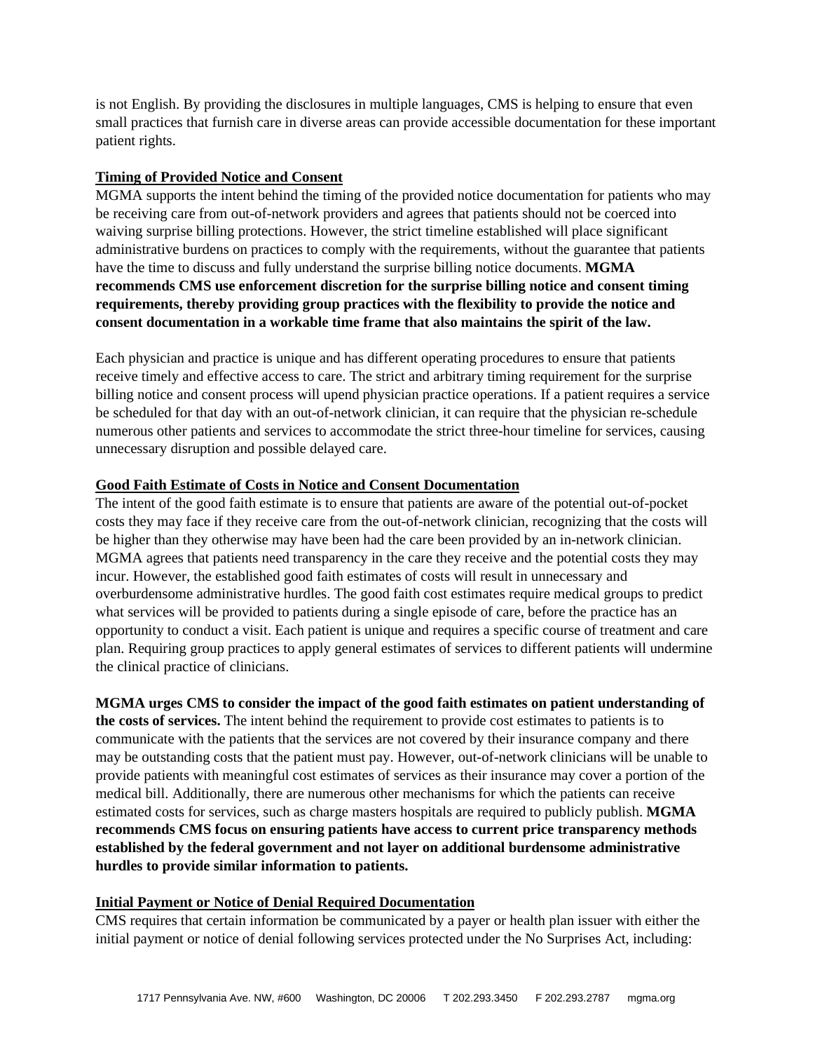is not English. By providing the disclosures in multiple languages, CMS is helping to ensure that even small practices that furnish care in diverse areas can provide accessible documentation for these important patient rights.

**Timing of Provided Notice and Consent**

MGMA supports the intent behind the timing of the provided notice documentation for patients who may be receiving care from out-of-network providers and agrees that patients should not be coerced into waiving surprise billing protections. However, the strict timeline established will place significant administrative burdens on practices to comply with the requirements, without the guarantee that patients have the time to discuss and fully understand the surprise billing notice documents. **MGMA recommends CMS use enforcement discretion for the surprise billing notice and consent timing requirements, thereby providing group practices with the flexibility to provide the notice and consent documentation in a workable time frame that also maintains the spirit of the law.**

Each physician and practice is unique and has different operating procedures to ensure that patients receive timely and effective access to care. The strict and arbitrary timing requirement for the surprise billing notice and consent process will upend physician practice operations. If a patient requires a service be scheduled for that day with an out-of-network clinician, it can require that the physician re-schedule numerous other patients and services to accommodate the strict three-hour timeline for services, causing unnecessary disruption and possible delayed care.

**Good Faith Estimate of Costs in Notice and Consent Documentation**

The intent of the good faith estimate is to ensure that patients are aware of the potential out-of-pocket costs they may face if they receive care from the out-of-network clinician, recognizing that the costs will be higher than they otherwise may have been had the care been provided by an in-network clinician. MGMA agrees that patients need transparency in the care they receive and the potential costs they may incur. However, the established good faith estimates of costs will result in unnecessary and overburdensome administrative hurdles. The good faith cost estimates require medical groups to predict what services will be provided to patients during a single episode of care, before the practice has an opportunity to conduct a visit. Each patient is unique and requires a specific course of treatment and care plan. Requiring group practices to apply general estimates of services to different patients will undermine the clinical practice of clinicians.

**MGMA urges CMS to consider the impact of the good faith estimates on patient understanding of the costs of services.** The intent behind the requirement to provide cost estimates to patients is to communicate with the patients that the services are not covered by their insurance company and there may be outstanding costs that the patient must pay. However, out-of-network clinicians will be unable to provide patients with meaningful cost estimates of services as their insurance may cover a portion of the medical bill. Additionally, there are numerous other mechanisms for which the patients can receive estimated costs for services, such as charge masters hospitals are required to publicly publish. **MGMA recommends CMS focus on ensuring patients have access to current price transparency methods established by the federal government and not layer on additional burdensome administrative hurdles to provide similar information to patients.**

**Initial Payment or Notice of Denial Required Documentation**

CMS requires that certain information be communicated by a payer or health plan issuer with either the initial payment or notice of denial following services protected under the No Surprises Act, including: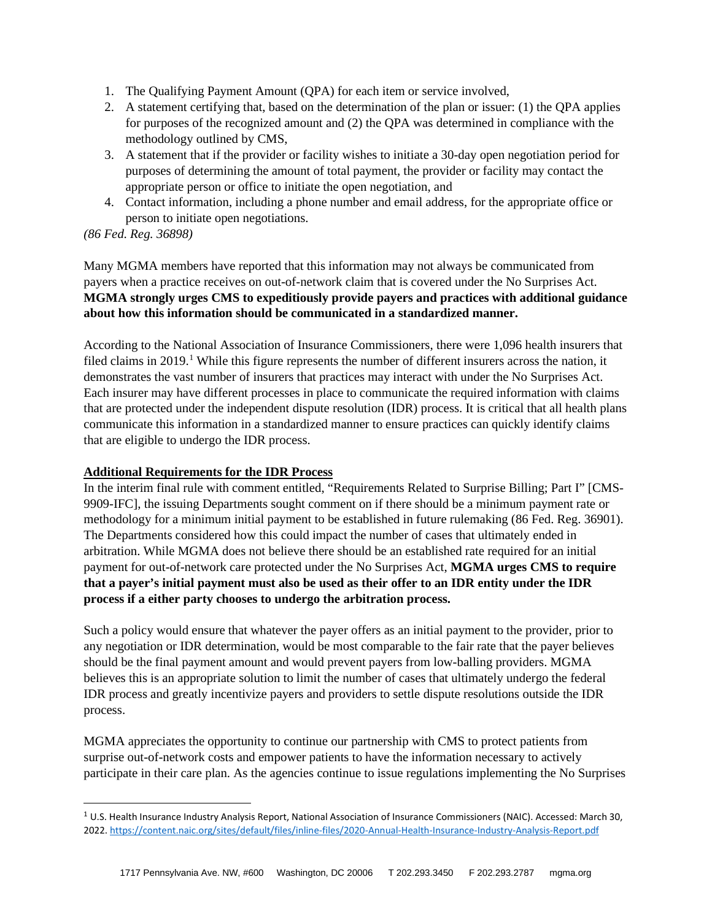1. The Qualifying Payment Amount (QPA) for each item or service involved,
2. A statement certifying that, based on the determination of the plan or issuer: (1) the QPA applies for purposes of the recognized amount and (2) the QPA was determined in compliance with the methodology outlined by CMS,
3. A statement that if the provider or facility wishes to initiate a 30-day open negotiation period for purposes of determining the amount of total payment, the provider or facility may contact the appropriate person or office to initiate the open negotiation, and
4. Contact information, including a phone number and email address, for the appropriate office or person to initiate open negotiations.

*(86 Fed. Reg. 36898)*

Many MGMA members have reported that this information may not always be communicated from payers when a practice receives on out-of-network claim that is covered under the No Surprises Act. **MGMA strongly urges CMS to expeditiously provide payers and practices with additional guidance about how this information should be communicated in a standardized manner.**

According to the National Association of Insurance Commissioners, there were 1,096 health insurers that filed claims in 2019.[1] While this figure represents the number of different insurers across the nation, it demonstrates the vast number of insurers that practices may interact with under the No Surprises Act. Each insurer may have different processes in place to communicate the required information with claims that are protected under the independent dispute resolution (IDR) process. It is critical that all health plans communicate this information in a standardized manner to ensure practices can quickly identify claims that are eligible to undergo the IDR process.

**Additional Requirements for the IDR Process**

In the interim final rule with comment entitled, "Requirements Related to Surprise Billing; Part I" [CMS-9909-IFC], the issuing Departments sought comment on if there should be a minimum payment rate or methodology for a minimum initial payment to be established in future rulemaking (86 Fed. Reg. 36901). The Departments considered how this could impact the number of cases that ultimately ended in arbitration. While MGMA does not believe there should be an established rate required for an initial payment for out-of-network care protected under the No Surprises Act, **MGMA urges CMS to require that a payer's initial payment must also be used as their offer to an IDR entity under the IDR process if a either party chooses to undergo the arbitration process.**

Such a policy would ensure that whatever the payer offers as an initial payment to the provider, prior to any negotiation or IDR determination, would be most comparable to the fair rate that the payer believes should be the final payment amount and would prevent payers from low-balling providers. MGMA believes this is an appropriate solution to limit the number of cases that ultimately undergo the federal IDR process and greatly incentivize payers and providers to settle dispute resolutions outside the IDR process.

MGMA appreciates the opportunity to continue our partnership with CMS to protect patients from surprise out-of-network costs and empower patients to have the information necessary to actively participate in their care plan. As the agencies continue to issue regulations implementing the No Surprises

[1] U.S. Health Insurance Industry Analysis Report, National Association of Insurance Commissioners (NAIC). Accessed: March 30, 2022. https://content.naic.org/sites/default/files/inline-files/2020-Annual-Health-Insurance-Industry-Analysis-Report.pdf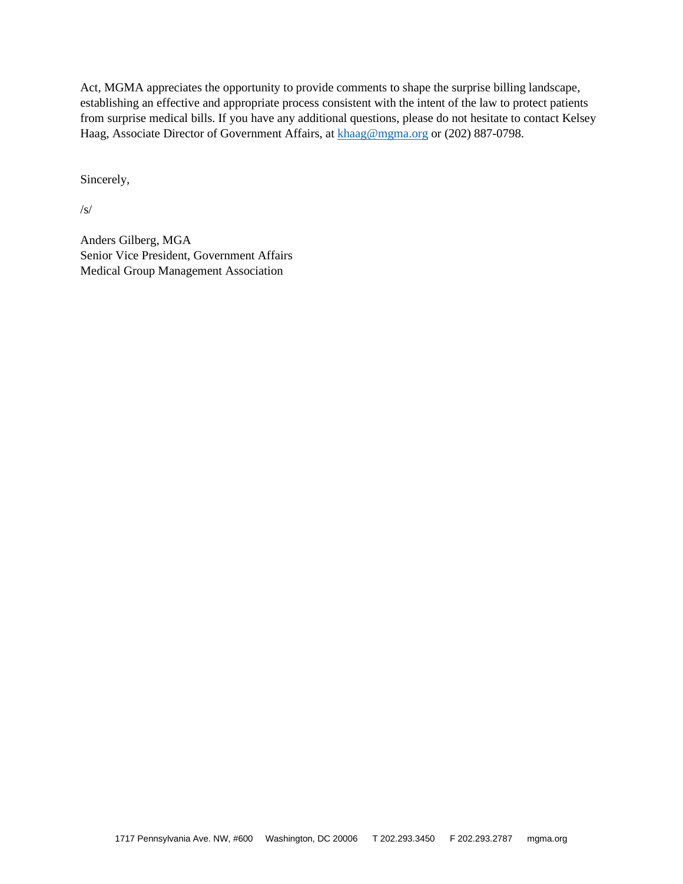Act, MGMA appreciates the opportunity to provide comments to shape the surprise billing landscape, establishing an effective and appropriate process consistent with the intent of the law to protect patients from surprise medical bills. If you have any additional questions, please do not hesitate to contact Kelsey Haag, Associate Director of Government Affairs, at khaag@mgma.org or (202) 887-0798.

Sincerely,

/s/

Anders Gilberg, MGA
Senior Vice President, Government Affairs
Medical Group Management Association